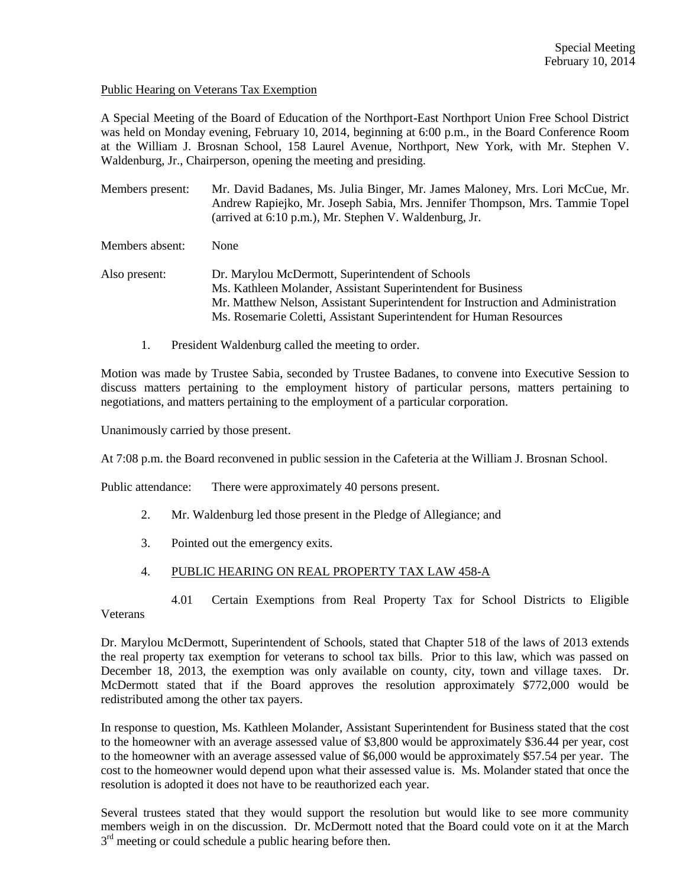Special Meeting
February 10, 2014

Public Hearing on Veterans Tax Exemption

A Special Meeting of the Board of Education of the Northport-East Northport Union Free School District was held on Monday evening, February 10, 2014, beginning at 6:00 p.m., in the Board Conference Room at the William J. Brosnan School, 158 Laurel Avenue, Northport, New York, with Mr. Stephen V. Waldenburg, Jr., Chairperson, opening the meeting and presiding.

Members present: Mr. David Badanes, Ms. Julia Binger, Mr. James Maloney, Mrs. Lori McCue, Mr. Andrew Rapiejko, Mr. Joseph Sabia, Mrs. Jennifer Thompson, Mrs. Tammie Topel (arrived at 6:10 p.m.), Mr. Stephen V. Waldenburg, Jr.

Members absent: None

Also present: Dr. Marylou McDermott, Superintendent of Schools
Ms. Kathleen Molander, Assistant Superintendent for Business
Mr. Matthew Nelson, Assistant Superintendent for Instruction and Administration
Ms. Rosemarie Coletti, Assistant Superintendent for Human Resources

1. President Waldenburg called the meeting to order.

Motion was made by Trustee Sabia, seconded by Trustee Badanes, to convene into Executive Session to discuss matters pertaining to the employment history of particular persons, matters pertaining to negotiations, and matters pertaining to the employment of a particular corporation.

Unanimously carried by those present.

At 7:08 p.m. the Board reconvened in public session in the Cafeteria at the William J. Brosnan School.

Public attendance: There were approximately 40 persons present.

2. Mr. Waldenburg led those present in the Pledge of Allegiance; and

3. Pointed out the emergency exits.

4. PUBLIC HEARING ON REAL PROPERTY TAX LAW 458-A

4.01 Certain Exemptions from Real Property Tax for School Districts to Eligible Veterans

Dr. Marylou McDermott, Superintendent of Schools, stated that Chapter 518 of the laws of 2013 extends the real property tax exemption for veterans to school tax bills. Prior to this law, which was passed on December 18, 2013, the exemption was only available on county, city, town and village taxes. Dr. McDermott stated that if the Board approves the resolution approximately $772,000 would be redistributed among the other tax payers.

In response to question, Ms. Kathleen Molander, Assistant Superintendent for Business stated that the cost to the homeowner with an average assessed value of $3,800 would be approximately $36.44 per year, cost to the homeowner with an average assessed value of $6,000 would be approximately $57.54 per year. The cost to the homeowner would depend upon what their assessed value is. Ms. Molander stated that once the resolution is adopted it does not have to be reauthorized each year.

Several trustees stated that they would support the resolution but would like to see more community members weigh in on the discussion. Dr. McDermott noted that the Board could vote on it at the March 3rd meeting or could schedule a public hearing before then.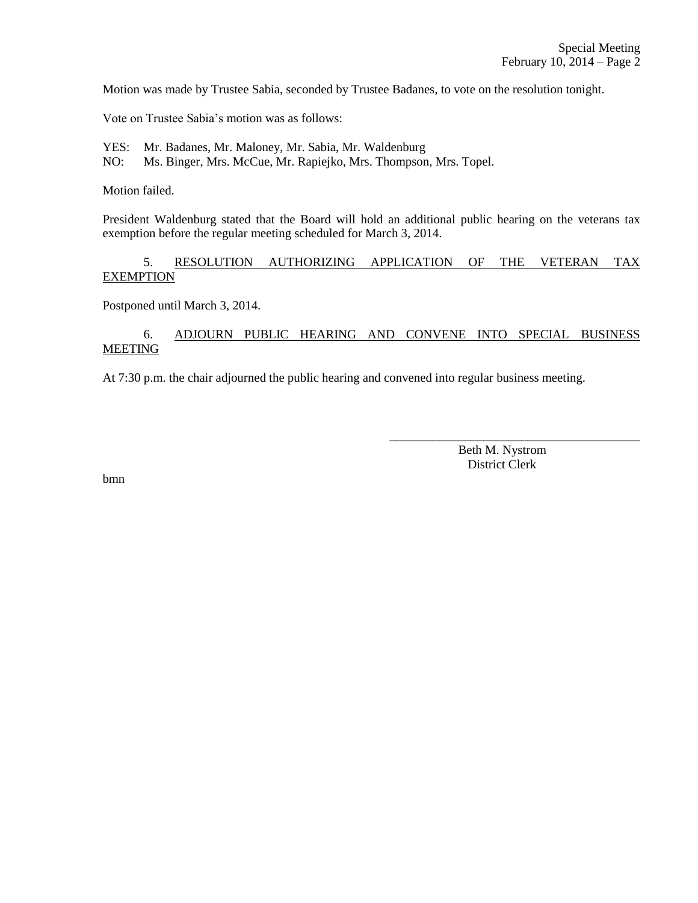Motion was made by Trustee Sabia, seconded by Trustee Badanes, to vote on the resolution tonight.

Vote on Trustee Sabia's motion was as follows:

YES: Mr. Badanes, Mr. Maloney, Mr. Sabia, Mr. Waldenburg
NO: Ms. Binger, Mrs. McCue, Mr. Rapiejko, Mrs. Thompson, Mrs. Topel.

Motion failed.

President Waldenburg stated that the Board will hold an additional public hearing on the veterans tax exemption before the regular meeting scheduled for March 3, 2014.

5. RESOLUTION AUTHORIZING APPLICATION OF THE VETERAN TAX EXEMPTION

Postponed until March 3, 2014.

6. ADJOURN PUBLIC HEARING AND CONVENE INTO SPECIAL BUSINESS MEETING

At 7:30 p.m. the chair adjourned the public hearing and convened into regular business meeting.

\_\_\_\_\_\_\_\_\_\_\_\_\_\_\_\_\_\_\_\_\_\_\_\_\_\_\_\_\_\_\_\_\_\_\_\_\_\_\_\_

Beth M. Nystrom
District Clerk

bmn